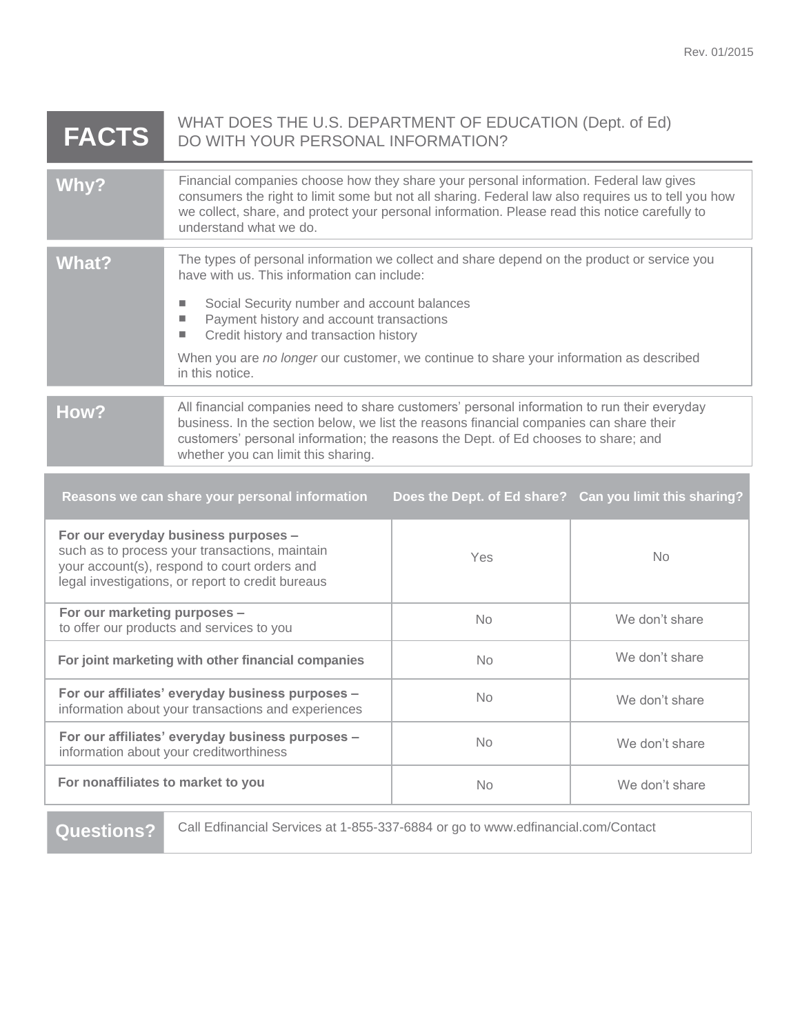Rev. 01/2015

# FACTS — WHAT DOES THE U.S. DEPARTMENT OF EDUCATION (Dept. of Ed) DO WITH YOUR PERSONAL INFORMATION?

## Why?

Financial companies choose how they share your personal information. Federal law gives consumers the right to limit some but not all sharing. Federal law also requires us to tell you how we collect, share, and protect your personal information. Please read this notice carefully to understand what we do.

## What?

The types of personal information we collect and share depend on the product or service you have with us. This information can include:

- Social Security number and account balances
- Payment history and account transactions
- Credit history and transaction history

When you are *no longer* our customer, we continue to share your information as described in this notice.

## How?

All financial companies need to share customers' personal information to run their everyday business. In the section below, we list the reasons financial companies can share their customers' personal information; the reasons the Dept. of Ed chooses to share; and whether you can limit this sharing.

| Reasons we can share your personal information | Does the Dept. of Ed share? | Can you limit this sharing? |
|---|---|---|
| **For our everyday business purposes –** such as to process your transactions, maintain your account(s), respond to court orders and legal investigations, or report to credit bureaus | Yes | No |
| **For our marketing purposes –** to offer our products and services to you | No | We don't share |
| **For joint marketing with other financial companies** | No | We don't share |
| **For our affiliates' everyday business purposes –** information about your transactions and experiences | No | We don't share |
| **For our affiliates' everyday business purposes –** information about your creditworthiness | No | We don't share |
| **For nonaffiliates to market to you** | No | We don't share |

## Questions?

Call Edfinancial Services at 1-855-337-6884 or go to www.edfinancial.com/Contact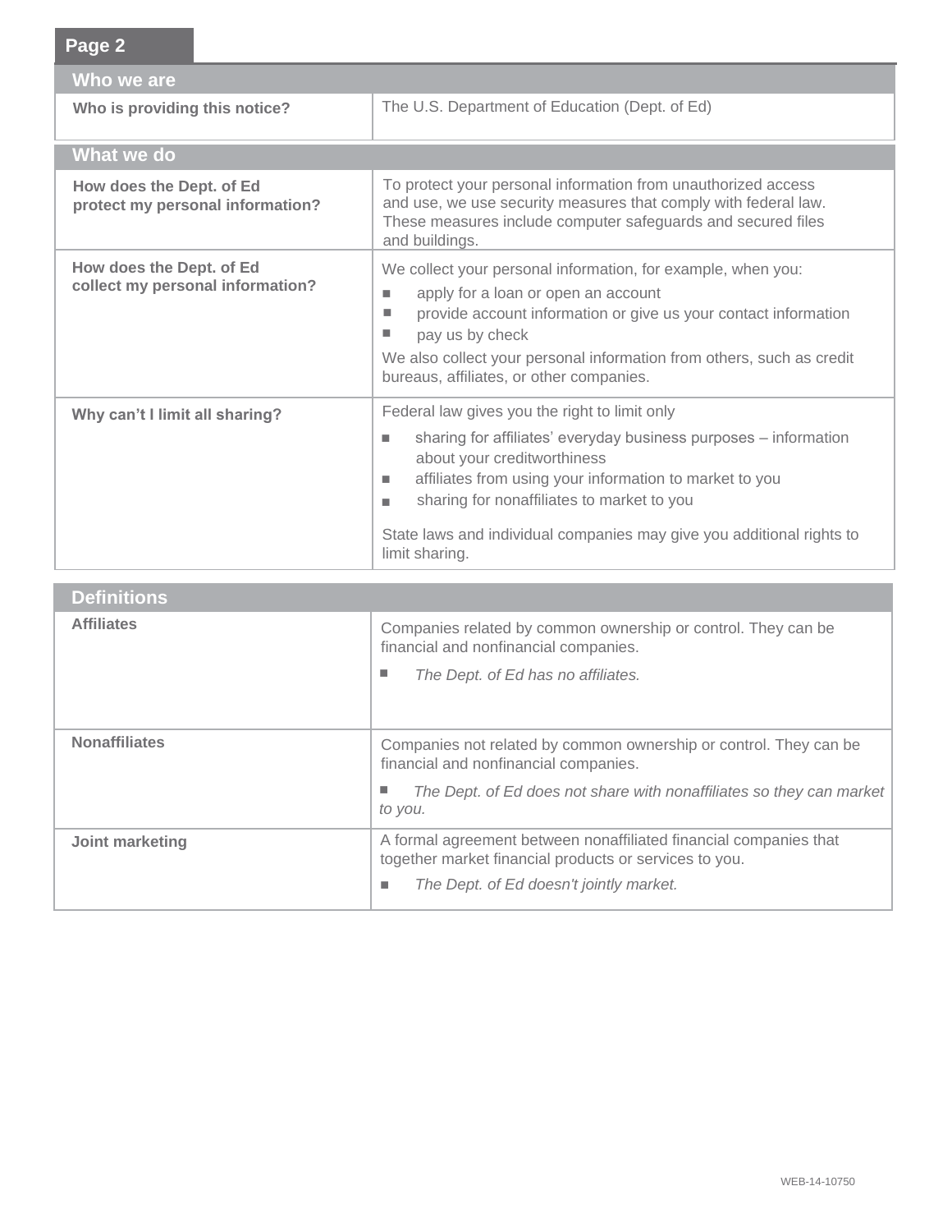## Page 2

| Who we are | |
|---|---|
| **Who is providing this notice?** | The U.S. Department of Education (Dept. of Ed) |

| What we do | |
|---|---|
| **How does the Dept. of Ed protect my personal information?** | To protect your personal information from unauthorized access and use, we use security measures that comply with federal law. These measures include computer safeguards and secured files and buildings. |
| **How does the Dept. of Ed collect my personal information?** | We collect your personal information, for example, when you: <br>■ apply for a loan or open an account <br>■ provide account information or give us your contact information <br>■ pay us by check <br>We also collect your personal information from others, such as credit bureaus, affiliates, or other companies. |
| **Why can't I limit all sharing?** | Federal law gives you the right to limit only <br>■ sharing for affiliates' everyday business purposes – information about your creditworthiness <br>■ affiliates from using your information to market to you <br>■ sharing for nonaffiliates to market to you <br>State laws and individual companies may give you additional rights to limit sharing. |

| Definitions | |
|---|---|
| **Affiliates** | Companies related by common ownership or control. They can be financial and nonfinancial companies. <br>■ *The Dept. of Ed has no affiliates.* |
| **Nonaffiliates** | Companies not related by common ownership or control. They can be financial and nonfinancial companies. <br>■ *The Dept. of Ed does not share with nonaffiliates so they can market to you.* |
| **Joint marketing** | A formal agreement between nonaffiliated financial companies that together market financial products or services to you. <br>■ *The Dept. of Ed doesn't jointly market.* |

WEB-14-10750